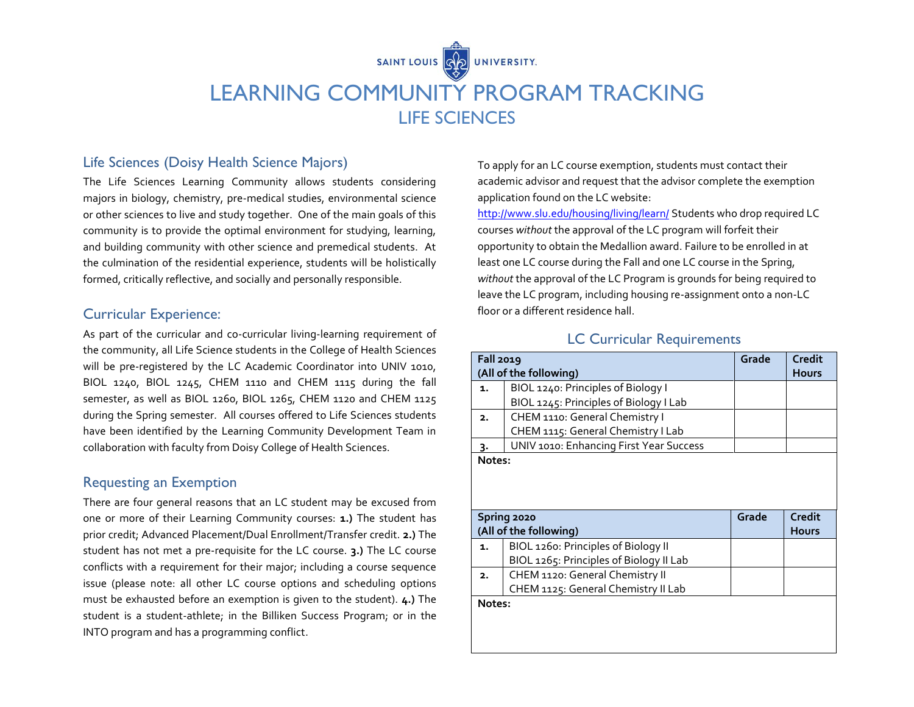SAINT LOUIS UNIVERSITY.

# LEARNING COMMUNITY PROGRAM TRACKING

## LIFE SCIENCES

### Life Sciences (Doisy Health Science Majors)

The Life Sciences Learning Community allows students considering majors in biology, chemistry, pre-medical studies, environmental science or other sciences to live and study together. One of the main goals of this community is to provide the optimal environment for studying, learning, and building community with other science and premedical students. At the culmination of the residential experience, students will be holistically formed, critically reflective, and socially and personally responsible.

### Curricular Experience:

As part of the curricular and co-curricular living-learning requirement of the community, all Life Science students in the College of Health Sciences will be pre-registered by the LC Academic Coordinator into UNIV 1010, BIOL 1240, BIOL 1245, CHEM 1110 and CHEM 1115 during the fall semester, as well as BIOL 1260, BIOL 1265, CHEM 1120 and CHEM 1125 during the Spring semester. All courses offered to Life Sciences students have been identified by the Learning Community Development Team in collaboration with faculty from Doisy College of Health Sciences.

### Requesting an Exemption

There are four general reasons that an LC student may be excused from one or more of their Learning Community courses: **1.)** The student has prior credit; Advanced Placement/Dual Enrollment/Transfer credit. **2.)** The student has not met a pre-requisite for the LC course. **3.)** The LC course conflicts with a requirement for their major; including a course sequence issue (please note: all other LC course options and scheduling options must be exhausted before an exemption is given to the student). **4.)** The student is a student-athlete; in the Billiken Success Program; or in the INTO program and has a programming conflict.

To apply for an LC course exemption, students must contact their academic advisor and request that the advisor complete the exemption application found on the LC website: http://www.slu.edu/housing/living/learn/ Students who drop required LC courses *without* the approval of the LC program will forfeit their opportunity to obtain the Medallion award. Failure to be enrolled in at least one LC course during the Fall and one LC course in the Spring, *without* the approval of the LC Program is grounds for being required to leave the LC program, including housing re-assignment onto a non-LC floor or a different residence hall.

### LC Curricular Requirements

| **Fall 2019 (All of the following)** | | **Grade** | **Credit Hours** |
|---|---|---|---|
| **1.** | BIOL 1240: Principles of Biology I<br>BIOL 1245: Principles of Biology I Lab | | |
| **2.** | CHEM 1110: General Chemistry I<br>CHEM 1115: General Chemistry I Lab | | |
| **3.** | UNIV 1010: Enhancing First Year Success | | |
| **Notes:** | | | |

| **Spring 2020 (All of the following)** | | **Grade** | **Credit Hours** |
|---|---|---|---|
| **1.** | BIOL 1260: Principles of Biology II<br>BIOL 1265: Principles of Biology II Lab | | |
| **2.** | CHEM 1120: General Chemistry II<br>CHEM 1125: General Chemistry II Lab | | |
| **Notes:** | | | |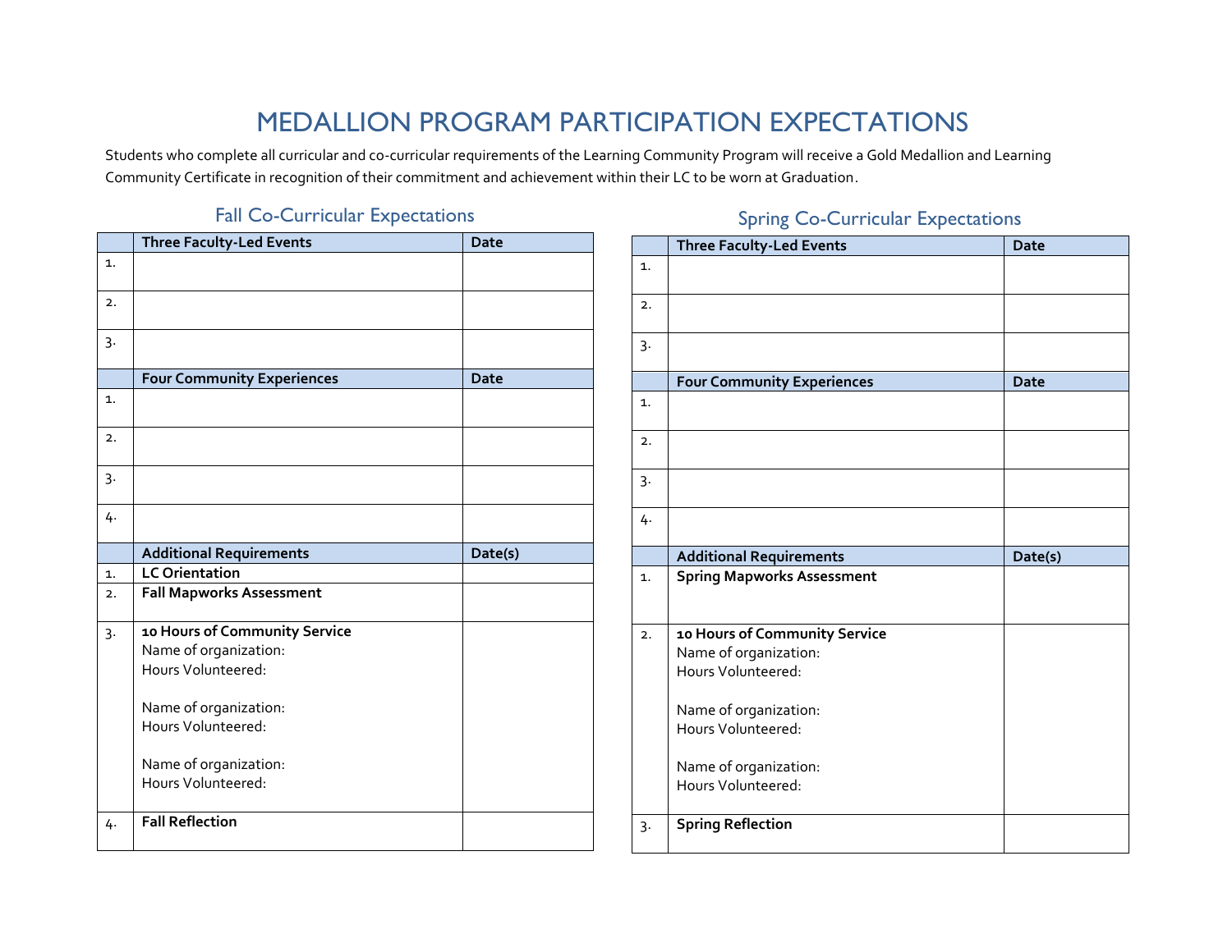# MEDALLION PROGRAM PARTICIPATION EXPECTATIONS

Students who complete all curricular and co-curricular requirements of the Learning Community Program will receive a Gold Medallion and Learning Community Certificate in recognition of their commitment and achievement within their LC to be worn at Graduation.

## Fall Co-Curricular Expectations

| | **Three Faculty-Led Events** | **Date** |
|---|---|---|
| 1. | | |
| 2. | | |
| 3. | | |
| | **Four Community Experiences** | **Date** |
| 1. | | |
| 2. | | |
| 3. | | |
| 4. | | |
| | **Additional Requirements** | **Date(s)** |
| 1. | **LC Orientation** | |
| 2. | **Fall Mapworks Assessment** | |
| 3. | **10 Hours of Community Service**<br>Name of organization:<br>Hours Volunteered:<br><br>Name of organization:<br>Hours Volunteered:<br><br>Name of organization:<br>Hours Volunteered: | |
| 4. | **Fall Reflection** | |

## Spring Co-Curricular Expectations

| | **Three Faculty-Led Events** | **Date** |
|---|---|---|
| 1. | | |
| 2. | | |
| 3. | | |
| | **Four Community Experiences** | **Date** |
| 1. | | |
| 2. | | |
| 3. | | |
| 4. | | |
| | **Additional Requirements** | **Date(s)** |
| 1. | **Spring Mapworks Assessment** | |
| 2. | **10 Hours of Community Service**<br>Name of organization:<br>Hours Volunteered:<br><br>Name of organization:<br>Hours Volunteered:<br><br>Name of organization:<br>Hours Volunteered: | |
| 3. | **Spring Reflection** | |